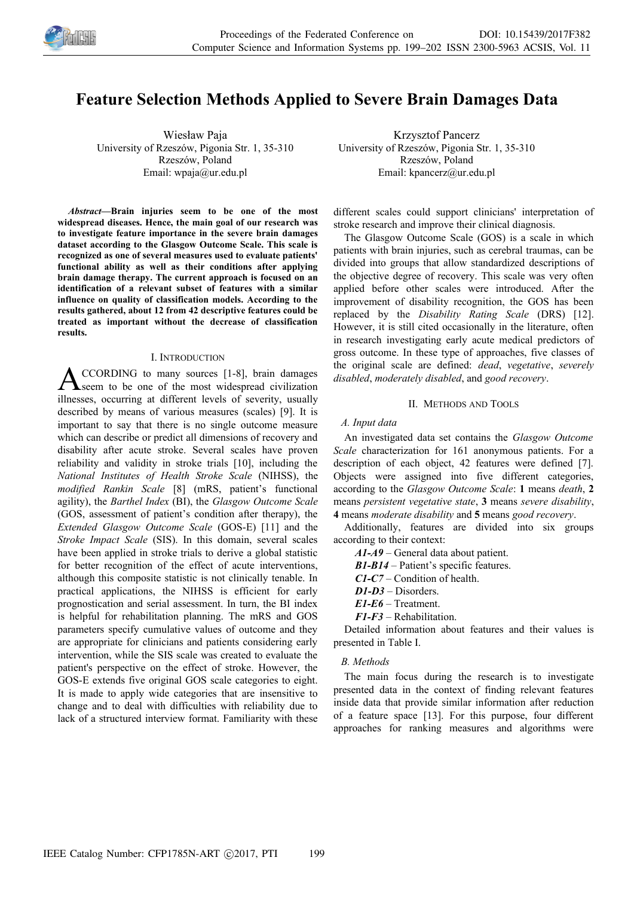# Feature Selection Methods Applied to Severe Brain Damages Data

Wiesław Paja
University of Rzeszów, Pigonia Str. 1, 35-310
Rzeszów, Poland
Email: wpaja@ur.edu.pl

Krzysztof Pancerz
University of Rzeszów, Pigonia Str. 1, 35-310
Rzeszów, Poland
Email: kpancerz@ur.edu.pl

***Abstract*—Brain injuries seem to be one of the most widespread diseases. Hence, the main goal of our research was to investigate feature importance in the severe brain damages dataset according to the Glasgow Outcome Scale. This scale is recognized as one of several measures used to evaluate patients' functional ability as well as their conditions after applying brain damage therapy. The current approach is focused on an identification of a relevant subset of features with a similar influence on quality of classification models. According to the results gathered, about 12 from 42 descriptive features could be treated as important without the decrease of classification results.**

## I. Introduction

According to many sources [1-8], brain damages seem to be one of the most widespread civilization illnesses, occurring at different levels of severity, usually described by means of various measures (scales) [9]. It is important to say that there is no single outcome measure which can describe or predict all dimensions of recovery and disability after acute stroke. Several scales have proven reliability and validity in stroke trials [10], including the *National Institutes of Health Stroke Scale* (NIHSS), the *modified Rankin Scale* [8] (mRS, patient's functional agility), the *Barthel Index* (BI), the *Glasgow Outcome Scale* (GOS, assessment of patient's condition after therapy), the *Extended Glasgow Outcome Scale* (GOS-E) [11] and the *Stroke Impact Scale* (SIS). In this domain, several scales have been applied in stroke trials to derive a global statistic for better recognition of the effect of acute interventions, although this composite statistic is not clinically tenable. In practical applications, the NIHSS is efficient for early prognostication and serial assessment. In turn, the BI index is helpful for rehabilitation planning. The mRS and GOS parameters specify cumulative values of outcome and they are appropriate for clinicians and patients considering early intervention, while the SIS scale was created to evaluate the patient's perspective on the effect of stroke. However, the GOS-E extends five original GOS scale categories to eight. It is made to apply wide categories that are insensitive to change and to deal with difficulties with reliability due to lack of a structured interview format. Familiarity with these different scales could support clinicians' interpretation of stroke research and improve their clinical diagnosis.

The Glasgow Outcome Scale (GOS) is a scale in which patients with brain injuries, such as cerebral traumas, can be divided into groups that allow standardized descriptions of the objective degree of recovery. This scale was very often applied before other scales were introduced. After the improvement of disability recognition, the GOS has been replaced by the *Disability Rating Scale* (DRS) [12]. However, it is still cited occasionally in the literature, often in research investigating early acute medical predictors of gross outcome. In these type of approaches, five classes of the original scale are defined: *dead*, *vegetative*, *severely disabled*, *moderately disabled*, and *good recovery*.

## II. Methods and Tools

### A. Input data

An investigated data set contains the *Glasgow Outcome Scale* characterization for 161 anonymous patients. For a description of each object, 42 features were defined [7]. Objects were assigned into five different categories, according to the *Glasgow Outcome Scale*: **1** means *death*, **2** means *persistent vegetative state*, **3** means *severe disability*, **4** means *moderate disability* and **5** means *good recovery*.

Additionally, features are divided into six groups according to their context:

- ***A1-A9*** – General data about patient.
- ***B1-B14*** – Patient's specific features.
- ***C1-C7*** – Condition of health.
- ***D1-D3*** – Disorders.
- ***E1-E6*** – Treatment.
- ***F1-F3*** – Rehabilitation.

Detailed information about features and their values is presented in Table I.

### B. Methods

The main focus during the research is to investigate presented data in the context of finding relevant features inside data that provide similar information after reduction of a feature space [13]. For this purpose, four different approaches for ranking measures and algorithms were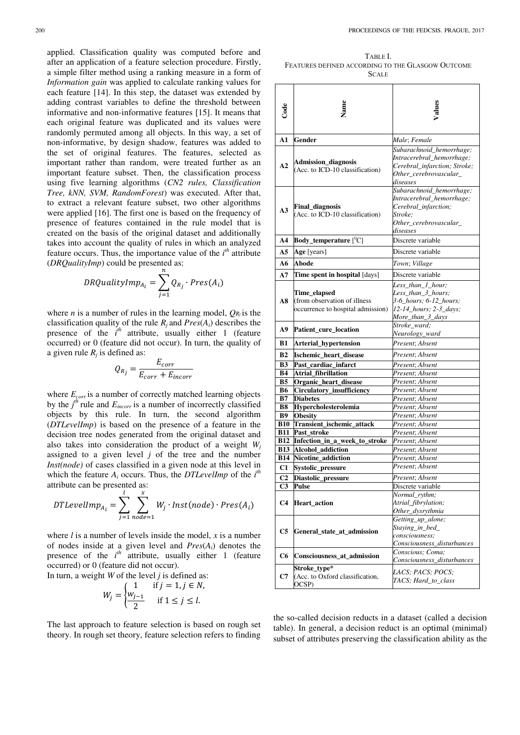applied. Classification quality was computed before and after an application of a feature selection procedure. Firstly, a simple filter method using a ranking measure in a form of *Information gain* was applied to calculate ranking values for each feature [14]. In this step, the dataset was extended by adding contrast variables to define the threshold between informative and non-informative features [15]. It means that each original feature was duplicated and its values were randomly permuted among all objects. In this way, a set of non-informative, by design shadow, features was added to the set of original features. The features, selected as important rather than random, were treated further as an important feature subset. Then, the classification process using five learning algorithms (*CN2 rules, Classification Tree, kNN, SVM, RandomForest*) was executed. After that, to extract a relevant feature subset, two other algorithms were applied [16]. The first one is based on the frequency of presence of features contained in the rule model that is created on the basis of the original dataset and additionally takes into account the quality of rules in which an analyzed feature occurs. Thus, the importance value of the $i^{th}$ attribute (*DRQualityImp*) could be presented as:

$$DRQualityImp_{A_i} = \sum_{j=1}^{n} Q_{R_j} \cdot Pres(A_i)$$

where *n* is a number of rules in the learning model, $Q_{R_j}$ is the classification quality of the rule $R_j$ and $Pres(A_i)$ describes the presence of the $i^{th}$ attribute, usually either 1 (feature occurred) or 0 (feature did not occur). In turn, the quality of a given rule $R_j$ is defined as:

$$Q_{R_j} = \frac{E_{corr}}{E_{corr} + E_{incorr}}$$

where $E_{corr}$ is a number of correctly matched learning objects by the $j^{th}$ rule and $E_{incorr}$ is a number of incorrectly classified objects by this rule. In turn, the second algorithm (*DTLevelImp*) is based on the presence of a feature in the decision tree nodes generated from the original dataset and also takes into consideration the product of a weight $W_j$ assigned to a given level *j* of the tree and the number *Inst(node)* of cases classified in a given node at this level in which the feature $A_i$ occurs. Thus, the *DTLevelImp* of the $i^{th}$ attribute can be presented as:

$$DTLevelImp_{A_i} = \sum_{j=1}^{l} \sum_{node=1}^{x} W_j \cdot Inst(node) \cdot Pres(A_i)$$

where *l* is a number of levels inside the model, *x* is a number of nodes inside at a given level and $Pres(A_i)$ denotes the presence of the $i^{th}$ attribute, usually either 1 (feature occurred) or 0 (feature did not occur).

In turn, a weight *W* of the level *j* is defined as:

$$W_j = \begin{cases} 1 & \text{if } j = 1, j \in N, \\ \frac{w_{j-1}}{2} & \text{if } 1 \leq j \leq l. \end{cases}$$

The last approach to feature selection is based on rough set theory. In rough set theory, feature selection refers to finding the so-called decision reducts in a dataset (called a decision table). In general, a decision reduct is an optimal (minimal) subset of attributes preserving the classification ability as the

TABLE I.
FEATURES DEFINED ACCORDING TO THE GLASGOW OUTCOME SCALE

| Code | Name | Values |
|---|---|---|
| A1 | **Gender** | *Male*; *Female* |
| A2 | **Admission_diagnosis** (Acc. to ICD-10 classification) | *Subarachnoid_hemorrhage; Intracerebral_hemorrhage; Cerebral_infarction; Stroke; Other_cerebrovascular_ diseases* |
| A3 | **Final_diagnosis** (Acc. to ICD-10 classification) | *Subarachnoid_hemorrhage; Intracerebral_hemorrhage; Cerebral_infarction; Stroke; Other_cerebrovascular_ diseases* |
| A4 | **Body_temperature** [$^0$C] | Discrete variable |
| A5 | **Age** [years] | Discrete variable |
| A6 | **Abode** | *Town*; *Village* |
| A7 | **Time spent in hospital** [days] | Discrete variable |
| A8 | **Time_elapsed** (from observation of illness occurrence to hospital admission) | *Less_than_1_hour; Less_than_3_hours; 3-6_hours; 6-12_hours; 12-14_hours; 2-3_days; More_than_3_days* |
| A9 | **Patient_cure_location** | *Stroke_ward; Neurology_ward* |
| B1 | **Arterial_hypertension** | *Present*; *Absent* |
| B2 | **Ischemic_heart_disease** | *Present*; *Absent* |
| B3 | **Past_cardiac_infarct** | *Present*; *Absent* |
| B4 | **Atrial_fibrillation** | *Present*; *Absent* |
| B5 | **Organic_heart_disease** | *Present*; *Absent* |
| B6 | **Circulatory_insufficiency** | *Present*; *Absent* |
| B7 | **Diabetes** | *Present*; *Absent* |
| B8 | **Hypercholesterolemia** | *Present*; *Absent* |
| B9 | **Obesity** | *Present*; *Absent* |
| B10 | **Transient_ischemic_attack** | *Present*; *Absent* |
| B11 | **Past_stroke** | *Present*; *Absent* |
| B12 | **Infection_in_a_week_to_stroke** | *Present*; *Absent* |
| B13 | **Alcohol_addiction** | *Present*; *Absent* |
| B14 | **Nicotine_addiction** | *Present*; *Absent* |
| C1 | **Systolic_pressure** | *Present*; *Absent* |
| C2 | **Diastolic_pressure** | *Present*; *Absent* |
| C3 | **Pulse** | Discrete variable |
| C4 | **Heart_action** | *Normal_rythm; Atrial_fibrylation; Other_dysrythmia* |
| C5 | **General_state_at_admission** | *Getting_up_alone; Staying_in_bed_ consciousness; Consciousness_disturbances* |
| C6 | **Consciousness_at_admission** | *Conscious; Coma; Consciousness_disturbances* |
| C7 | **Stroke_type*** (Acc. to Oxford classification, OCSP) | *LACS; PACS; POCS; TACS; Hard_to_class* |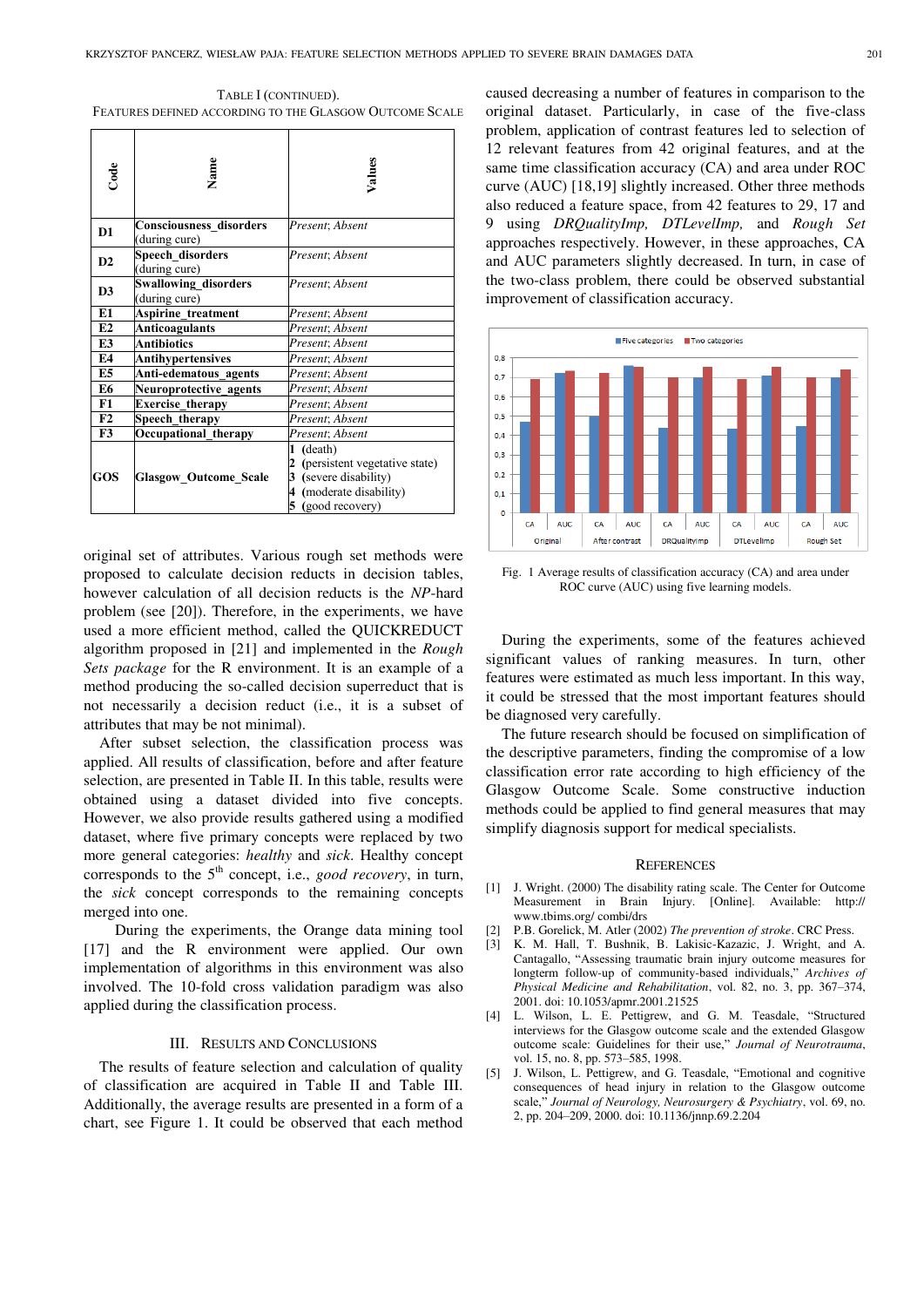TABLE I (CONTINUED).
FEATURES DEFINED ACCORDING TO THE GLASGOW OUTCOME SCALE

| Code | Name | Values |
|---|---|---|
| **D1** | **Consciousness_disorders** (during cure) | *Present*; *Absent* |
| **D2** | **Speech_disorders** (during cure) | *Present*; *Absent* |
| **D3** | **Swallowing_disorders** (during cure) | *Present*; *Absent* |
| **E1** | **Aspirine_treatment** | *Present*; *Absent* |
| **E2** | **Anticoagulants** | *Present*; *Absent* |
| **E3** | **Antibiotics** | *Present*; *Absent* |
| **E4** | **Antihypertensives** | *Present*; *Absent* |
| **E5** | **Anti-edematous_agents** | *Present*; *Absent* |
| **E6** | **Neuroprotective_agents** | *Present*; *Absent* |
| **F1** | **Exercise_therapy** | *Present*; *Absent* |
| **F2** | **Speech_therapy** | *Present*; *Absent* |
| **F3** | **Occupational_therapy** | *Present*; *Absent* |
| **GOS** | **Glasgow_Outcome_Scale** | **1** (death) **2** (persistent vegetative state) **3** (severe disability) **4** (moderate disability) **5** (good recovery) |

original set of attributes. Various rough set methods were proposed to calculate decision reducts in decision tables, however calculation of all decision reducts is the *NP*-hard problem (see [20]). Therefore, in the experiments, we have used a more efficient method, called the QUICKREDUCT algorithm proposed in [21] and implemented in the *Rough Sets package* for the R environment. It is an example of a method producing the so-called decision superreduct that is not necessarily a decision reduct (i.e., it is a subset of attributes that may be not minimal).

After subset selection, the classification process was applied. All results of classification, before and after feature selection, are presented in Table II. In this table, results were obtained using a dataset divided into five concepts. However, we also provide results gathered using a modified dataset, where five primary concepts were replaced by two more general categories: *healthy* and *sick*. Healthy concept corresponds to the 5th concept, i.e., *good recovery*, in turn, the *sick* concept corresponds to the remaining concepts merged into one.

During the experiments, the Orange data mining tool [17] and the R environment were applied. Our own implementation of algorithms in this environment was also involved. The 10-fold cross validation paradigm was also applied during the classification process.

## III. RESULTS AND CONCLUSIONS

The results of feature selection and calculation of quality of classification are acquired in Table II and Table III. Additionally, the average results are presented in a form of a chart, see Figure 1. It could be observed that each method caused decreasing a number of features in comparison to the original dataset. Particularly, in case of the five-class problem, application of contrast features led to selection of 12 relevant features from 42 original features, and at the same time classification accuracy (CA) and area under ROC curve (AUC) [18,19] slightly increased. Other three methods also reduced a feature space, from 42 features to 29, 17 and 9 using *DRQualityImp, DTLevelImp,* and *Rough Set* approaches respectively. However, in these approaches, CA and AUC parameters slightly decreased. In turn, in case of the two-class problem, there could be observed substantial improvement of classification accuracy.

Five categories
Two categories
0,8
0,7
0,6
0,5
0,4
0,3
0,2
0,1
0
CA AUC CA AUC CA AUC CA AUC CA AUC
Original
After contrast
DRQualityImp
DTLevelImp
Rough Set

Fig. 1 Average results of classification accuracy (CA) and area under ROC curve (AUC) using five learning models.

During the experiments, some of the features achieved significant values of ranking measures. In turn, other features were estimated as much less important. In this way, it could be stressed that the most important features should be diagnosed very carefully.

The future research should be focused on simplification of the descriptive parameters, finding the compromise of a low classification error rate according to high efficiency of the Glasgow Outcome Scale. Some constructive induction methods could be applied to find general measures that may simplify diagnosis support for medical specialists.

## REFERENCES

[1] J. Wright. (2000) The disability rating scale. The Center for Outcome Measurement in Brain Injury. [Online]. Available: http:// www.tbims.org/ combi/drs

[2] P.B. Gorelick, M. Atler (2002) *The prevention of stroke*. CRC Press.

[3] K. M. Hall, T. Bushnik, B. Lakisic-Kazazic, J. Wright, and A. Cantagallo, "Assessing traumatic brain injury outcome measures for longterm follow-up of community-based individuals," *Archives of Physical Medicine and Rehabilitation*, vol. 82, no. 3, pp. 367–374, 2001. doi: 10.1053/apmr.2001.21525

[4] L. Wilson, L. E. Pettigrew, and G. M. Teasdale, "Structured interviews for the Glasgow outcome scale and the extended Glasgow outcome scale: Guidelines for their use," *Journal of Neurotrauma*, vol. 15, no. 8, pp. 573–585, 1998.

[5] J. Wilson, L. Pettigrew, and G. Teasdale, "Emotional and cognitive consequences of head injury in relation to the Glasgow outcome scale," *Journal of Neurology, Neurosurgery & Psychiatry*, vol. 69, no. 2, pp. 204–209, 2000. doi: 10.1136/jnnp.69.2.204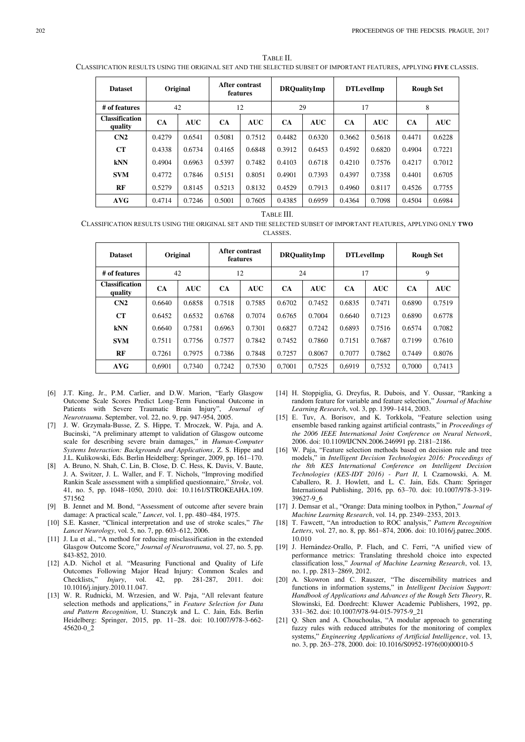TABLE II.
CLASSIFICATION RESULTS USING THE ORIGINAL SET AND THE SELECTED SUBSET OF IMPORTANT FEATURES, APPLYING **FIVE** CLASSES.

| **Dataset** | **Original** | | **After contrast features** | | **DRQualityImp** | | **DTLevelImp** | | **Rough Set** | |
|---|---|---|---|---|---|---|---|---|---|---|
| **# of features** | 42 | | 12 | | 29 | | 17 | | 8 | |
| **Classification quality** | **CA** | **AUC** | **CA** | **AUC** | **CA** | **AUC** | **CA** | **AUC** | **CA** | **AUC** |
| **CN2** | 0.4279 | 0.6541 | 0.5081 | 0.7512 | 0.4482 | 0.6320 | 0.3662 | 0.5618 | 0.4471 | 0.6228 |
| **CT** | 0.4338 | 0.6734 | 0.4165 | 0.6848 | 0.3912 | 0.6453 | 0.4592 | 0.6820 | 0.4904 | 0.7221 |
| **kNN** | 0.4904 | 0.6963 | 0.5397 | 0.7482 | 0.4103 | 0.6718 | 0.4210 | 0.7576 | 0.4217 | 0.7012 |
| **SVM** | 0.4772 | 0.7846 | 0.5151 | 0.8051 | 0.4901 | 0.7393 | 0.4397 | 0.7358 | 0.4401 | 0.6705 |
| **RF** | 0.5279 | 0.8145 | 0.5213 | 0.8132 | 0.4529 | 0.7913 | 0.4960 | 0.8117 | 0.4526 | 0.7755 |
| **AVG** | 0.4714 | 0.7246 | 0.5001 | 0.7605 | 0.4385 | 0.6959 | 0.4364 | 0.7098 | 0.4504 | 0.6984 |

TABLE III.
CLASSIFICATION RESULTS USING THE ORIGINAL SET AND THE SELECTED SUBSET OF IMPORTANT FEATURES, APPLYING ONLY **TWO** CLASSES.

| **Dataset** | **Original** | | **After contrast features** | | **DRQualityImp** | | **DTLevelImp** | | **Rough Set** | |
|---|---|---|---|---|---|---|---|---|---|---|
| **# of features** | 42 | | 12 | | 24 | | 17 | | 9 | |
| **Classification quality** | **CA** | **AUC** | **CA** | **AUC** | **CA** | **AUC** | **CA** | **AUC** | **CA** | **AUC** |
| **CN2** | 0.6640 | 0.6858 | 0.7518 | 0.7585 | 0.6702 | 0.7452 | 0.6835 | 0.7471 | 0.6890 | 0.7519 |
| **CT** | 0.6452 | 0.6532 | 0.6768 | 0.7074 | 0.6765 | 0.7004 | 0.6640 | 0.7123 | 0.6890 | 0.6778 |
| **kNN** | 0.6640 | 0.7581 | 0.6963 | 0.7301 | 0.6827 | 0.7242 | 0.6893 | 0.7516 | 0.6574 | 0.7082 |
| **SVM** | 0.7511 | 0.7756 | 0.7577 | 0.7842 | 0.7452 | 0.7860 | 0.7151 | 0.7687 | 0.7199 | 0.7610 |
| **RF** | 0.7261 | 0.7975 | 0.7386 | 0.7848 | 0.7257 | 0.8067 | 0.7077 | 0.7862 | 0.7449 | 0.8076 |
| **AVG** | 0,6901 | 0,7340 | 0,7242 | 0,7530 | 0,7001 | 0,7525 | 0,6919 | 0,7532 | 0,7000 | 0,7413 |

[6] J.T. King, Jr., P.M. Carlier, and D.W. Marion, "Early Glasgow Outcome Scale Scores Predict Long-Term Functional Outcome in Patients with Severe Traumatic Brain Injury", *Journal of Neurotrauma*. September, vol. 22, no. 9, pp. 947-954, 2005.

[7] J. W. Grzymała-Busse, Z. S. Hippe, T. Mroczek, W. Paja, and A. Bucinski, "A preliminary attempt to validation of Glasgow outcome scale for describing severe brain damages," in *Human-Computer Systems Interaction: Backgrounds and Applications*, Z. S. Hippe and J.L. Kulikowski, Eds. Berlin Heidelberg: Springer, 2009, pp. 161–170.

[8] A. Bruno, N. Shah, C. Lin, B. Close, D. C. Hess, K. Davis, V. Baute, J. A. Switzer, J. L. Waller, and F. T. Nichols, "Improving modified Rankin Scale assessment with a simplified questionnaire," *Stroke*, vol. 41, no. 5, pp. 1048–1050, 2010. doi: 10.1161/STROKEAHA.109.571562

[9] B. Jennet and M. Bond, "Assessment of outcome after severe brain damage: A practical scale," *Lancet*, vol. 1, pp. 480–484, 1975.

[10] S.E. Kasner, "Clinical interpretation and use of stroke scales," *The Lancet Neurology*, vol. 5, no. 7, pp. 603–612, 2006.

[11] J. Lu et al., "A method for reducing misclassification in the extended Glasgow Outcome Score," *Journal of Neurotrauma*, vol. 27, no. 5, pp. 843-852, 2010.

[12] A.D. Nichol et al. "Measuring Functional and Quality of Life Outcomes Following Major Head Injury: Common Scales and Checklists," *Injury*, vol. 42, pp. 281-287, 2011. doi: 10.1016/j.injury.2010.11.047.

[13] W. R. Rudnicki, M. Wrzesien, and W. Paja, "All relevant feature selection methods and applications," in *Feature Selection for Data and Pattern Recognition*, U. Stanczyk and L. C. Jain, Eds. Berlin Heidelberg: Springer, 2015, pp. 11–28. doi: 10.1007/978-3-662-45620-0_2

[14] H. Stoppiglia, G. Dreyfus, R. Dubois, and Y. Oussar, "Ranking a random feature for variable and feature selection," *Journal of Machine Learning Research*, vol. 3, pp. 1399–1414, 2003.

[15] E. Tuv, A. Borisov, and K. Torkkola, "Feature selection using ensemble based ranking against artificial contrasts," in *Proceedings of the 2006 IEEE International Joint Conference on Neural Network*, 2006. doi: 10.1109/IJCNN.2006.246991 pp. 2181–2186.

[16] W. Paja, "Feature selection methods based on decision rule and tree models," in *Intelligent Decision Technologies 2016: Proceedings of the 8th KES International Conference on Intelligent Decision Technologies (KES-IDT 2016) - Part II*, I. Czarnowski, A. M. Caballero, R. J. Howlett, and L. C. Jain, Eds. Cham: Springer International Publishing, 2016, pp. 63–70. doi: 10.1007/978-3-319-39627-9_6

[17] J. Demsar et al., "Orange: Data mining toolbox in Python," *Journal of Machine Learning Research*, vol. 14, pp. 2349–2353, 2013.

[18] T. Fawcett, "An introduction to ROC analysis," *Pattern Recognition Letters*, vol. 27, no. 8, pp. 861–874, 2006. doi: 10.1016/j.patrec.2005.10.010

[19] J. Hernández-Orallo, P. Flach, and C. Ferri, "A unified view of performance metrics: Translating threshold choice into expected classification loss," *Journal of Machine Learning Research*, vol. 13, no. 1, pp. 2813–2869, 2012.

[20] A. Skowron and C. Rauszer, "The discernibility matrices and functions in information systems," in *Intelligent Decision Support: Handbook of Applications and Advances of the Rough Sets Theory*, R. Słowinski, Ed. Dordrecht: Kluwer Academic Publishers, 1992, pp. 331–362. doi: 10.1007/978-94-015-7975-9_21

[21] Q. Shen and A. Chouchoulas, "A modular approach to generating fuzzy rules with reduced attributes for the monitoring of complex systems," *Engineering Applications of Artificial Intelligence*, vol. 13, no. 3, pp. 263–278, 2000. doi: 10.1016/S0952-1976(00)00010-5